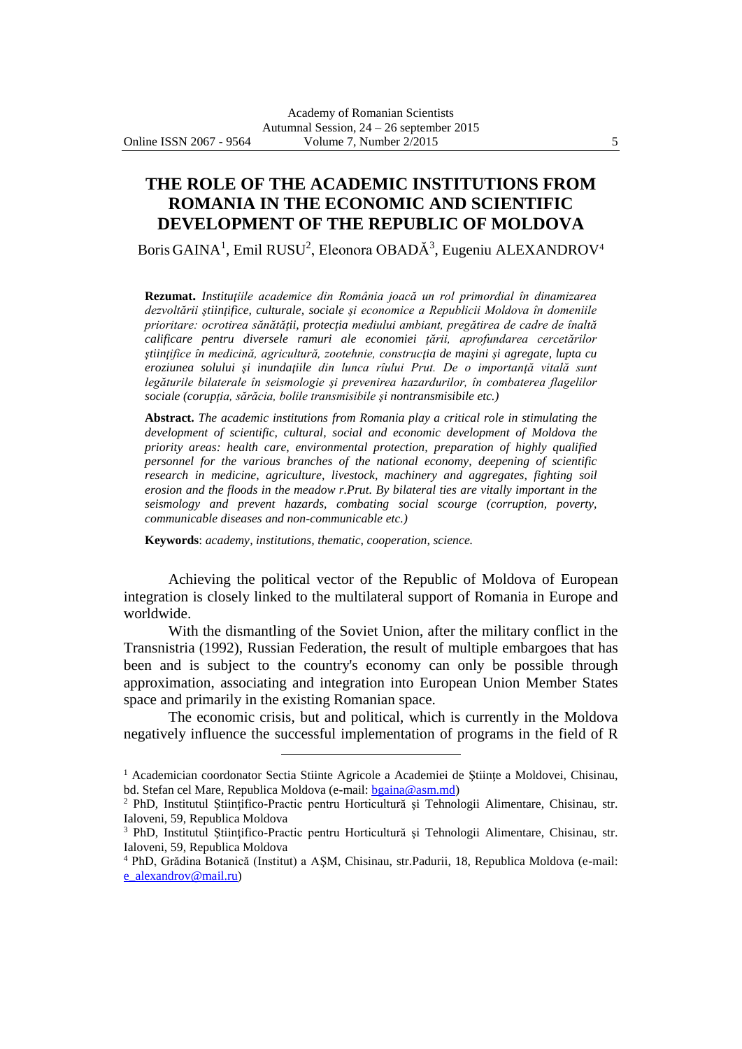# THE ROLE OF THE ACADEMIC INSTITUTIONS FROM ROMANIA IN THE ECONOMIC AND SCIENTIFIC DEVELOPMENT OF THE REPUBLIC OF MOLDOVA

Boris GAINA[1], Emil RUSU[2], Eleonora OBADĂ[3], Eugeniu ALEXANDROV[4]

**Rezumat.** *Instituțiile academice din România joacă un rol primordial în dinamizarea dezvoltării științifice, culturale, sociale și economice a Republicii Moldova în domeniile prioritare: ocrotirea sănătății, protecția mediului ambiant, pregătirea de cadre de înaltă calificare pentru diversele ramuri ale economiei țării, aprofundarea cercetărilor științifice în medicină, agricultură, zootehnie, construcția de mașini și agregate, lupta cu eroziunea solului și inundațiile din lunca râului Prut. De o importanță vitală sunt legăturile bilaterale în seismologie și prevenirea hazardurilor, în combaterea flagelilor sociale (corupția, sărăcia, bolile transmisibile și nontransmisibile etc.)*

**Abstract.** *The academic institutions from Romania play a critical role in stimulating the development of scientific, cultural, social and economic development of Moldova the priority areas: health care, environmental protection, preparation of highly qualified personnel for the various branches of the national economy, deepening of scientific research in medicine, agriculture, livestock, machinery and aggregates, fighting soil erosion and the floods in the meadow r.Prut. By bilateral ties are vitally important in the seismology and prevent hazards, combating social scourge (corruption, poverty, communicable diseases and non-communicable etc.)*

**Keywords**: *academy, institutions, thematic, cooperation, science.*

Achieving the political vector of the Republic of Moldova of European integration is closely linked to the multilateral support of Romania in Europe and worldwide.

With the dismantling of the Soviet Union, after the military conflict in the Transnistria (1992), Russian Federation, the result of multiple embargoes that has been and is subject to the country's economy can only be possible through approximation, associating and integration into European Union Member States space and primarily in the existing Romanian space.

The economic crisis, but and political, which is currently in the Moldova negatively influence the successful implementation of programs in the field of R

---

[1] Academician coordonator Sectia Stiinte Agricole a Academiei de Științe a Moldovei, Chisinau, bd. Stefan cel Mare, Republica Moldova (e-mail: bgaina@asm.md)

[2] PhD, Institutul Științifico-Practic pentru Horticultură și Tehnologii Alimentare, Chisinau, str. Ialoveni, 59, Republica Moldova

[3] PhD, Institutul Științifico-Practic pentru Horticultură și Tehnologii Alimentare, Chisinau, str. Ialoveni, 59, Republica Moldova

[4] PhD, Grădina Botanică (Institut) a AȘM, Chisinau, str.Padurii, 18, Republica Moldova (e-mail: e_alexandrov@mail.ru)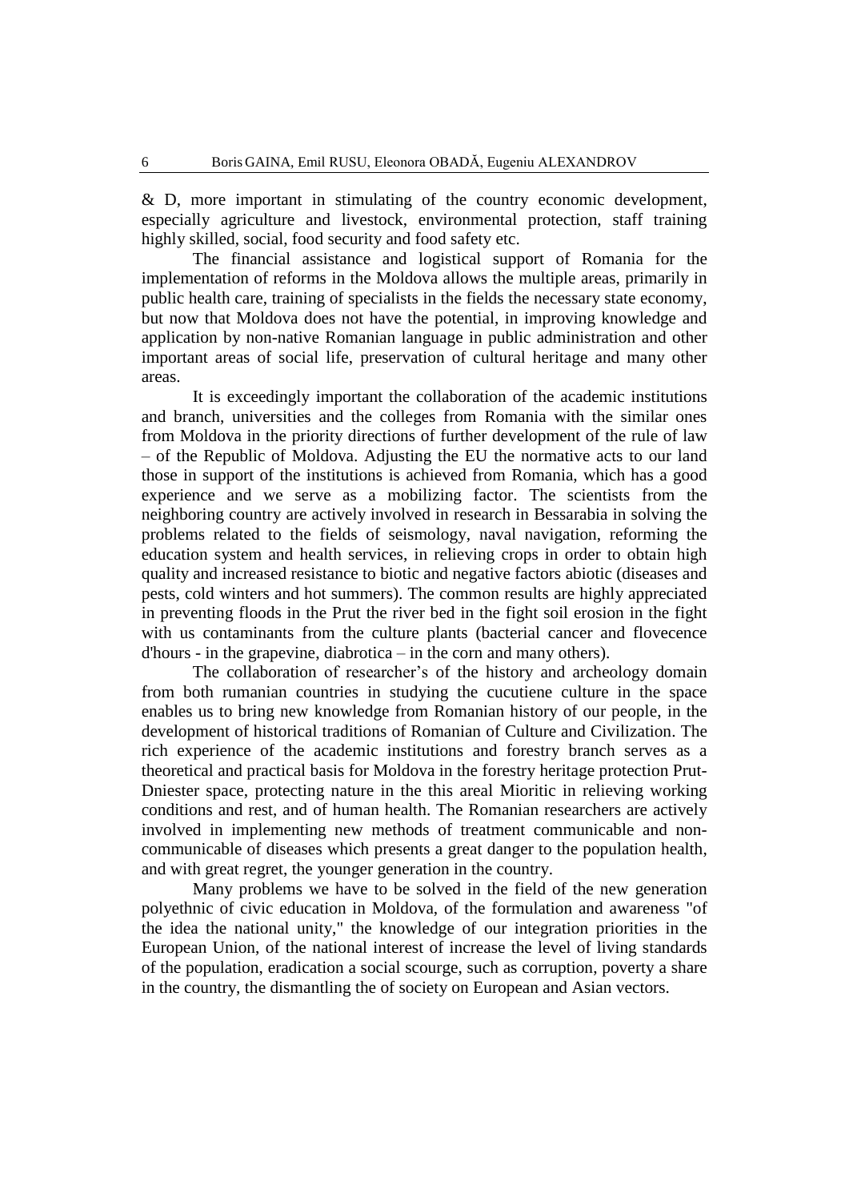& D, more important in stimulating of the country economic development, especially agriculture and livestock, environmental protection, staff training highly skilled, social, food security and food safety etc.

The financial assistance and logistical support of Romania for the implementation of reforms in the Moldova allows the multiple areas, primarily in public health care, training of specialists in the fields the necessary state economy, but now that Moldova does not have the potential, in improving knowledge and application by non-native Romanian language in public administration and other important areas of social life, preservation of cultural heritage and many other areas.

It is exceedingly important the collaboration of the academic institutions and branch, universities and the colleges from Romania with the similar ones from Moldova in the priority directions of further development of the rule of law – of the Republic of Moldova. Adjusting the EU the normative acts to our land those in support of the institutions is achieved from Romania, which has a good experience and we serve as a mobilizing factor. The scientists from the neighboring country are actively involved in research in Bessarabia in solving the problems related to the fields of seismology, naval navigation, reforming the education system and health services, in relieving crops in order to obtain high quality and increased resistance to biotic and negative factors abiotic (diseases and pests, cold winters and hot summers). The common results are highly appreciated in preventing floods in the Prut the river bed in the fight soil erosion in the fight with us contaminants from the culture plants (bacterial cancer and flovecence d'hours - in the grapevine, diabrotica – in the corn and many others).

The collaboration of researcher's of the history and archeology domain from both rumanian countries in studying the cucutiene culture in the space enables us to bring new knowledge from Romanian history of our people, in the development of historical traditions of Romanian of Culture and Civilization. The rich experience of the academic institutions and forestry branch serves as a theoretical and practical basis for Moldova in the forestry heritage protection Prut-Dniester space, protecting nature in the this areal Mioritic in relieving working conditions and rest, and of human health. The Romanian researchers are actively involved in implementing new methods of treatment communicable and non-communicable of diseases which presents a great danger to the population health, and with great regret, the younger generation in the country.

Many problems we have to be solved in the field of the new generation polyethnic of civic education in Moldova, of the formulation and awareness "of the idea the national unity," the knowledge of our integration priorities in the European Union, of the national interest of increase the level of living standards of the population, eradication a social scourge, such as corruption, poverty a share in the country, the dismantling the of society on European and Asian vectors.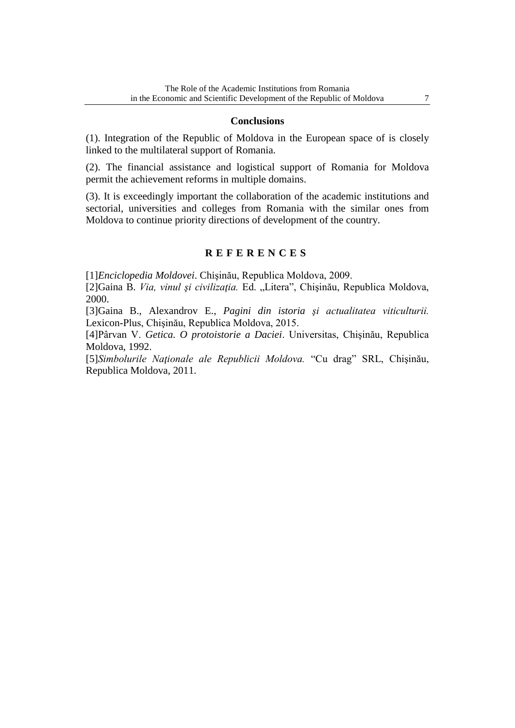## Conclusions

(1). Integration of the Republic of Moldova in the European space of is closely linked to the multilateral support of Romania.

(2). The financial assistance and logistical support of Romania for Moldova permit the achievement reforms in multiple domains.

(3). It is exceedingly important the collaboration of the academic institutions and sectorial, universities and colleges from Romania with the similar ones from Moldova to continue priority directions of development of the country.

## R E F E R E N C E S

[1]*Enciclopedia Moldovei*. Chişinău, Republica Moldova, 2009.
[2]Gaina B. *Via, vinul şi civilizaţia.* Ed. „Litera", Chişinău, Republica Moldova, 2000.
[3]Gaina B., Alexandrov E., *Pagini din istoria şi actualitatea viticulturii.* Lexicon-Plus, Chişinău, Republica Moldova, 2015.
[4]Pârvan V. *Getica. O protoistorie a Daciei*. Universitas, Chişinău, Republica Moldova, 1992.
[5]*Simbolurile Naţionale ale Republicii Moldova.* "Cu drag" SRL, Chişinău, Republica Moldova, 2011.